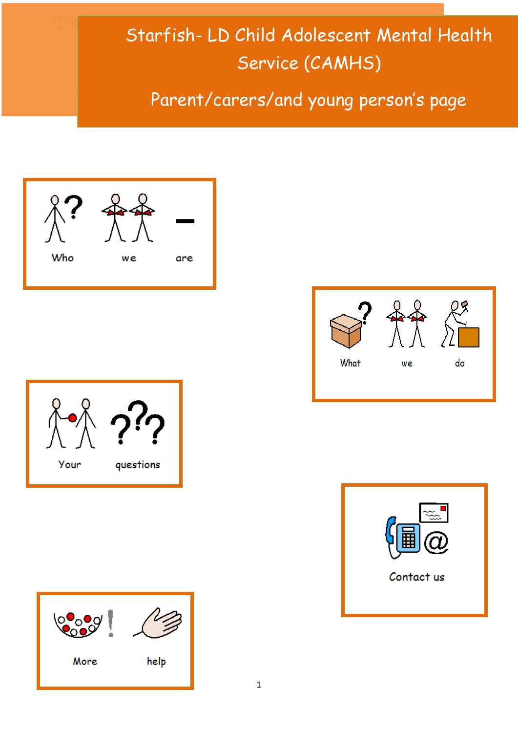# Starfish- LD Child Adolescent Mental Health Service (CAMHS)

## Parent/carers/and young person's page

Who we are

What we do

Your questions

Contact us

More help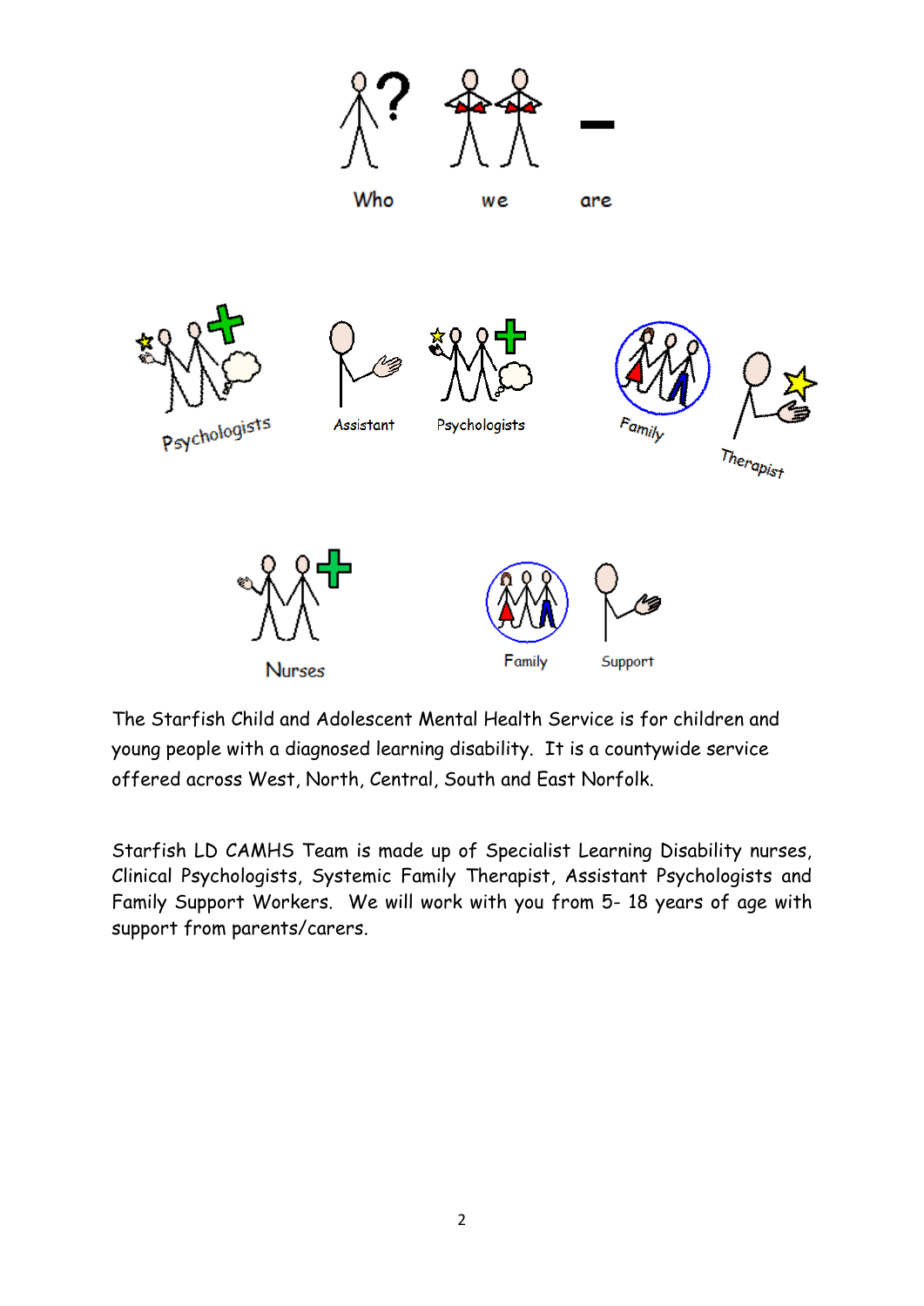# Who we are

Psychologists  Assistant Psychologists  Family Therapist

Nurses  Family Support

The Starfish Child and Adolescent Mental Health Service is for children and young people with a diagnosed learning disability. It is a countywide service offered across West, North, Central, South and East Norfolk.

Starfish LD CAMHS Team is made up of Specialist Learning Disability nurses, Clinical Psychologists, Systemic Family Therapist, Assistant Psychologists and Family Support Workers. We will work with you from 5- 18 years of age with support from parents/carers.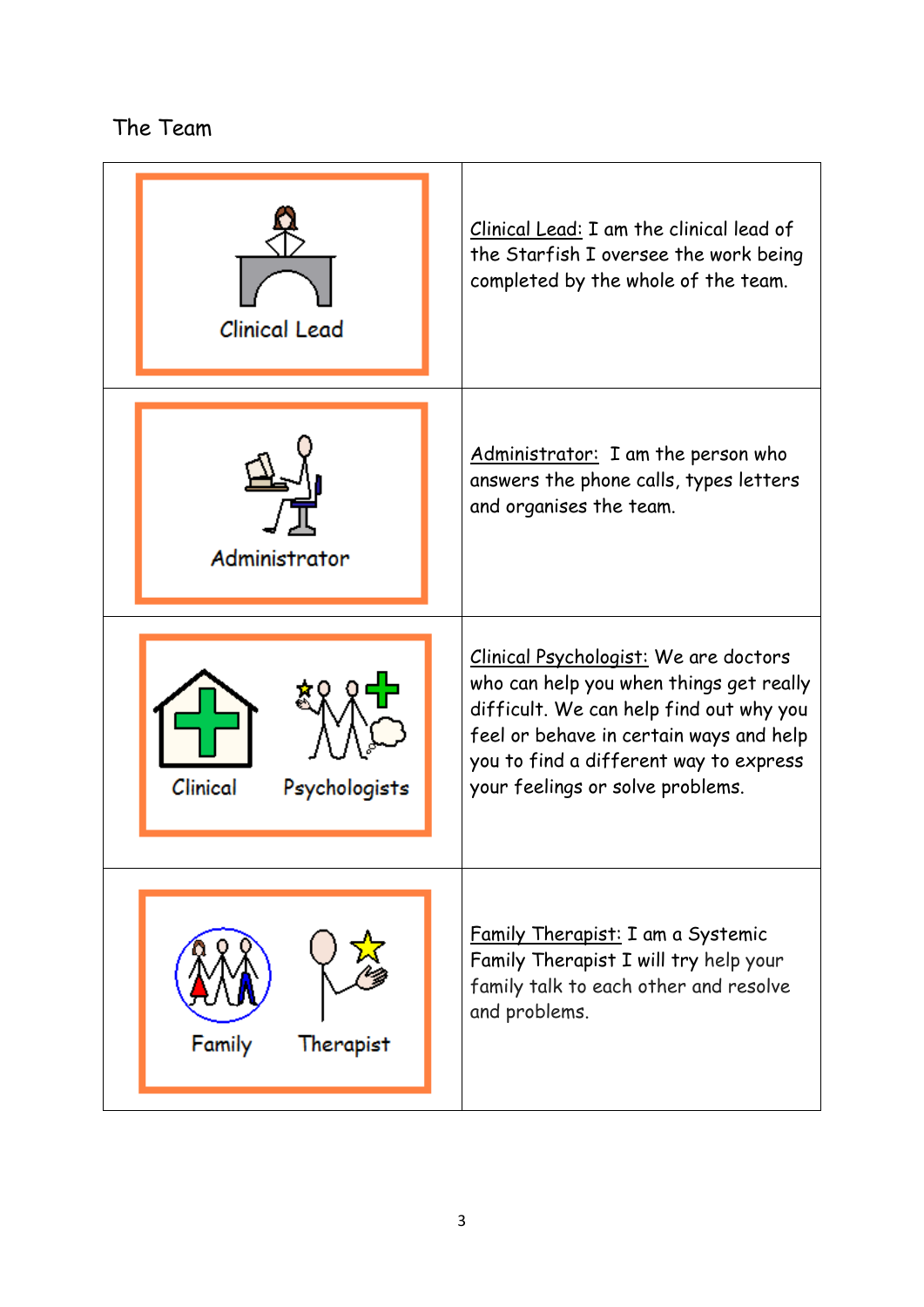The Team

| | |
|---|---|
| Clinical Lead | Clinical Lead: I am the clinical lead of the Starfish I oversee the work being completed by the whole of the team. |
| Administrator | Administrator: I am the person who answers the phone calls, types letters and organises the team. |
| Clinical Psychologists | Clinical Psychologist: We are doctors who can help you when things get really difficult. We can help find out why you feel or behave in certain ways and help you to find a different way to express your feelings or solve problems. |
| Family Therapist | Family Therapist: I am a Systemic Family Therapist I will try help your family talk to each other and resolve and problems. |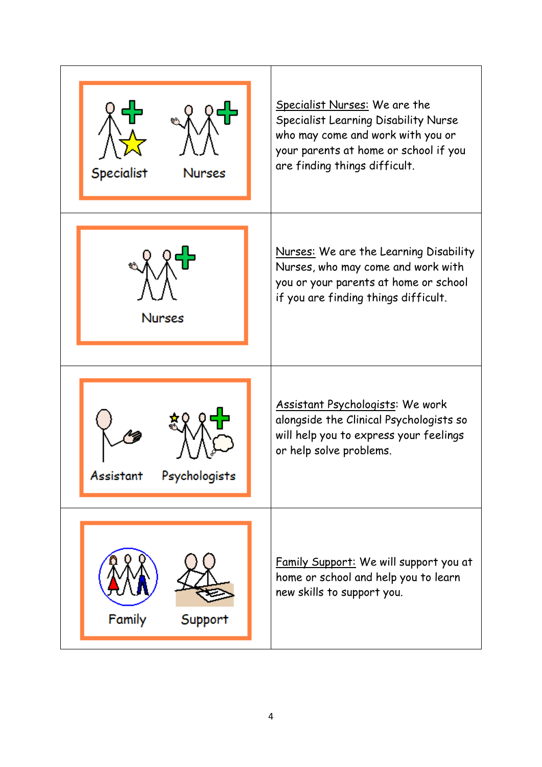| | |
|---|---|
| Specialist Nurses | Specialist Nurses: We are the Specialist Learning Disability Nurse who may come and work with you or your parents at home or school if you are finding things difficult. |
| Nurses | Nurses: We are the Learning Disability Nurses, who may come and work with you or your parents at home or school if you are finding things difficult. |
| Assistant Psychologists | Assistant Psychologists: We work alongside the Clinical Psychologists so will help you to express your feelings or help solve problems. |
| Family Support | Family Support: We will support you at home or school and help you to learn new skills to support you. |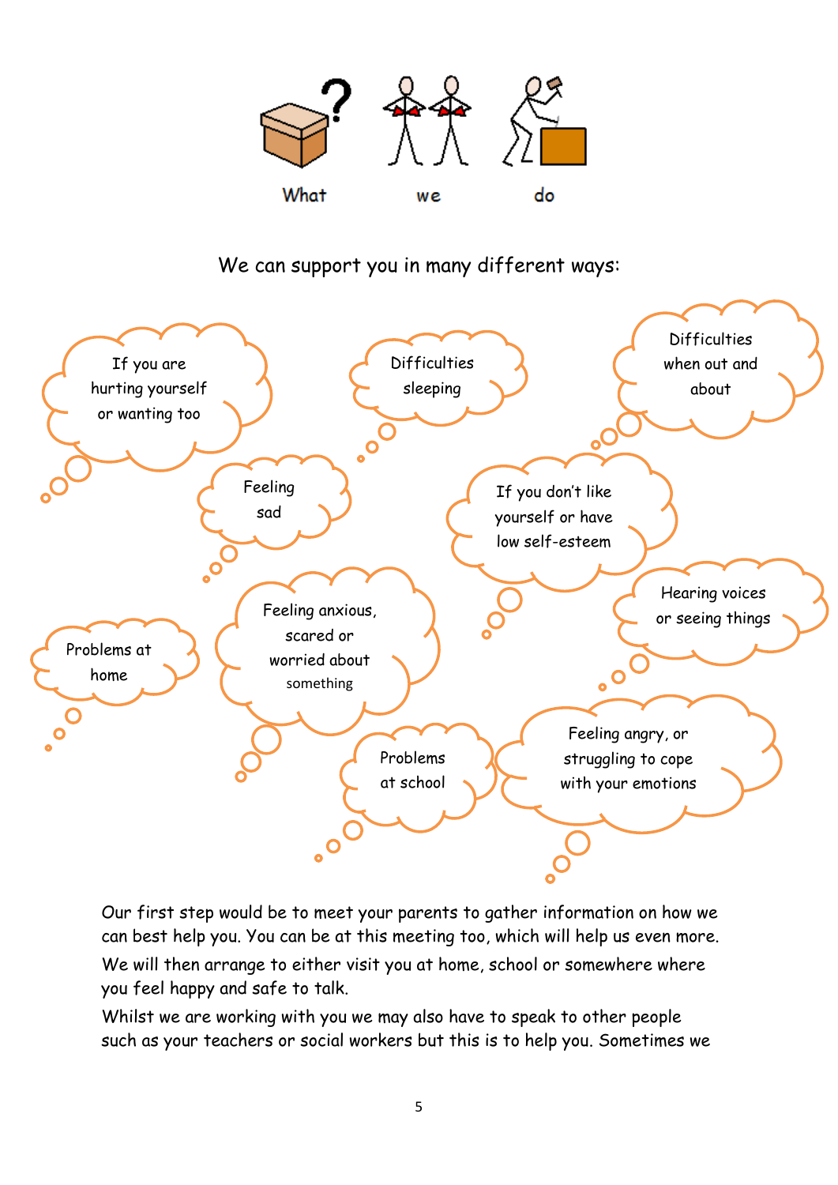## What we do

We can support you in many different ways:

- If you are hurting yourself or wanting too
- Difficulties sleeping
- Difficulties when out and about
- Feeling sad
- If you don't like yourself or have low self-esteem
- Hearing voices or seeing things
- Problems at home
- Feeling anxious, scared or worried about something
- Problems at school
- Feeling angry, or struggling to cope with your emotions

Our first step would be to meet your parents to gather information on how we can best help you. You can be at this meeting too, which will help us even more.

We will then arrange to either visit you at home, school or somewhere where you feel happy and safe to talk.

Whilst we are working with you we may also have to speak to other people such as your teachers or social workers but this is to help you. Sometimes we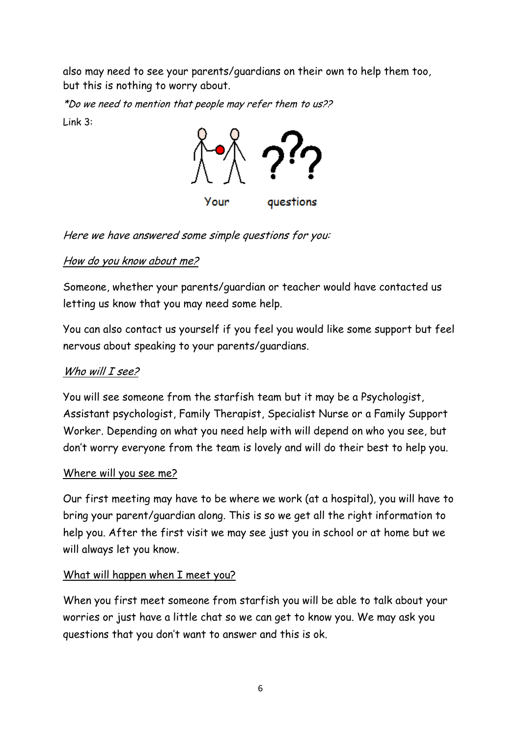also may need to see your parents/guardians on their own to help them too, but this is nothing to worry about.

*\*Do we need to mention that people may refer them to us??*

Link 3:

Your questions

*Here we have answered some simple questions for you:*

*How do you know about me?*

Someone, whether your parents/guardian or teacher would have contacted us letting us know that you may need some help.

You can also contact us yourself if you feel you would like some support but feel nervous about speaking to your parents/guardians.

*Who will I see?*

You will see someone from the starfish team but it may be a Psychologist, Assistant psychologist, Family Therapist, Specialist Nurse or a Family Support Worker. Depending on what you need help with will depend on who you see, but don't worry everyone from the team is lovely and will do their best to help you.

Where will you see me?

Our first meeting may have to be where we work (at a hospital), you will have to bring your parent/guardian along. This is so we get all the right information to help you. After the first visit we may see just you in school or at home but we will always let you know.

What will happen when I meet you?

When you first meet someone from starfish you will be able to talk about your worries or just have a little chat so we can get to know you. We may ask you questions that you don't want to answer and this is ok.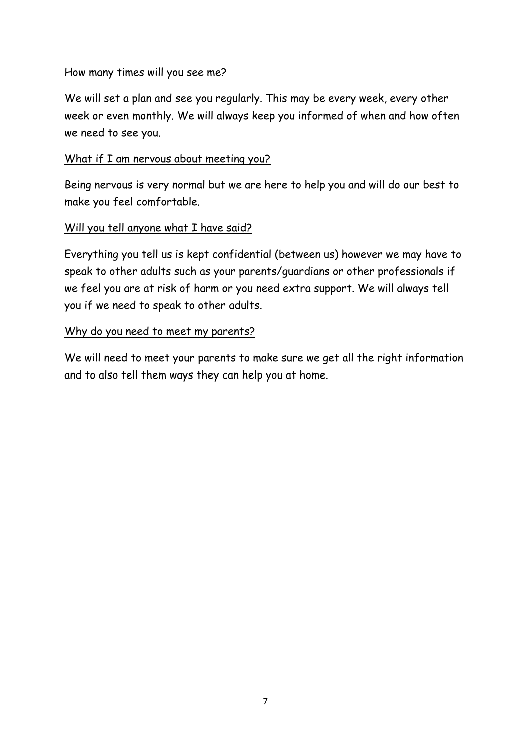<u>How many times will you see me?</u>

We will set a plan and see you regularly. This may be every week, every other week or even monthly. We will always keep you informed of when and how often we need to see you.

<u>What if I am nervous about meeting you?</u>

Being nervous is very normal but we are here to help you and will do our best to make you feel comfortable.

<u>Will you tell anyone what I have said?</u>

Everything you tell us is kept confidential (between us) however we may have to speak to other adults such as your parents/guardians or other professionals if we feel you are at risk of harm or you need extra support. We will always tell you if we need to speak to other adults.

<u>Why do you need to meet my parents?</u>

We will need to meet your parents to make sure we get all the right information and to also tell them ways they can help you at home.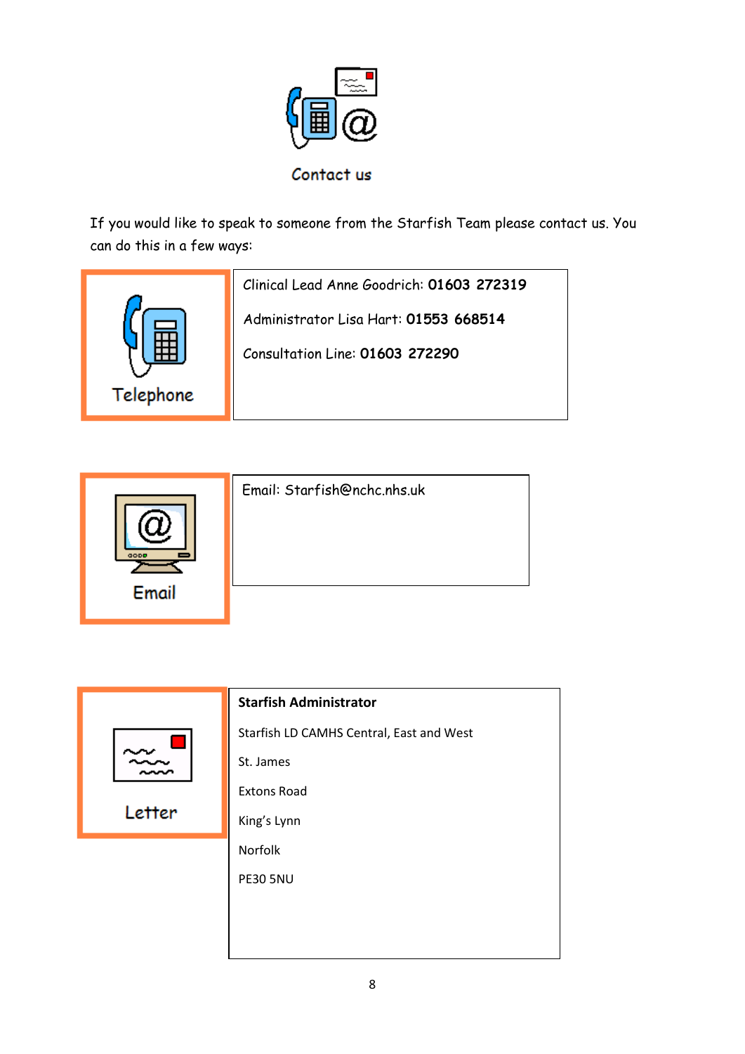## Contact us

If you would like to speak to someone from the Starfish Team please contact us. You can do this in a few ways:

| Telephone | Clinical Lead Anne Goodrich: **01603 272319**<br><br>Administrator Lisa Hart: **01553 668514**<br><br>Consultation Line: **01603 272290** |
|---|---|

| Email | Email: Starfish@nchc.nhs.uk |
|---|---|

| Letter | **Starfish Administrator**<br><br>Starfish LD CAMHS Central, East and West<br><br>St. James<br><br>Extons Road<br><br>King's Lynn<br><br>Norfolk<br><br>PE30 5NU |
|---|---|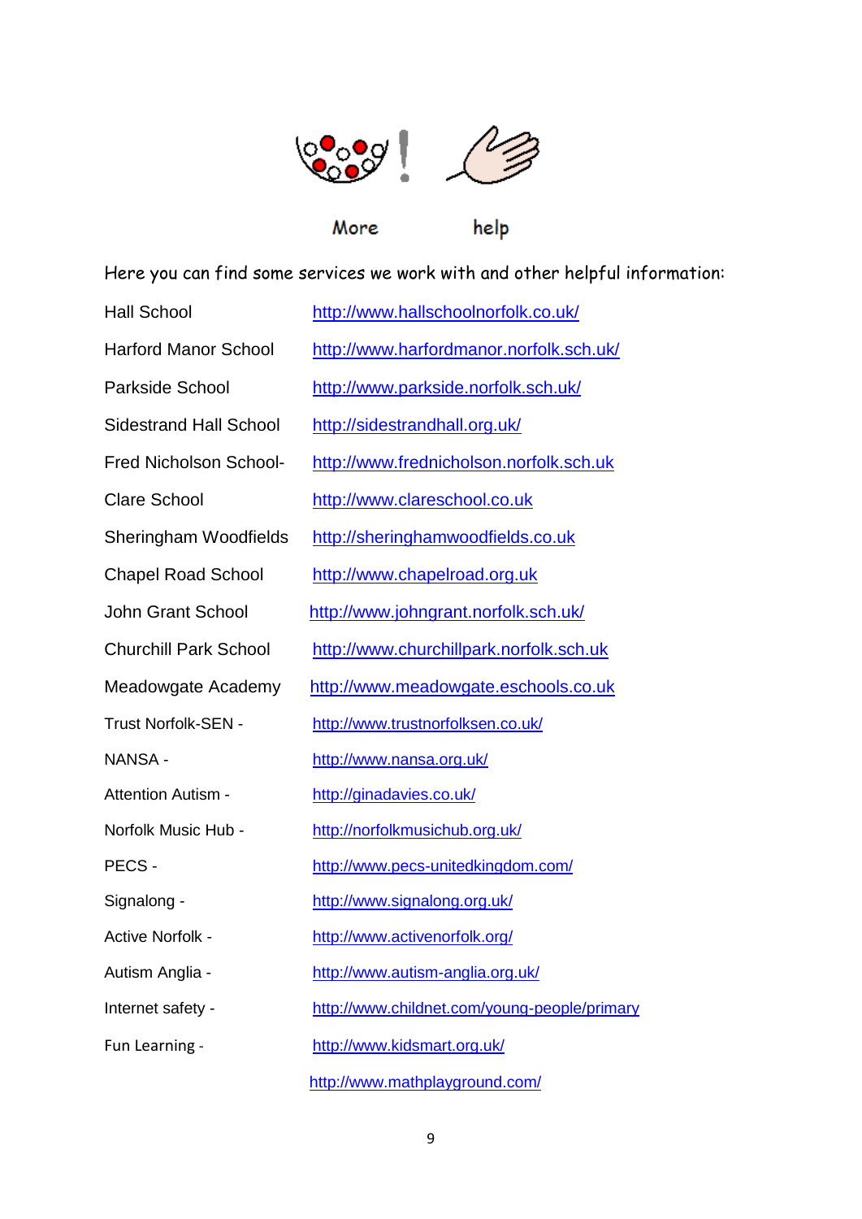More help

Here you can find some services we work with and other helpful information:

| | |
|---|---|
| Hall School | http://www.hallschoolnorfolk.co.uk/ |
| Harford Manor School | http://www.harfordmanor.norfolk.sch.uk/ |
| Parkside School | http://www.parkside.norfolk.sch.uk/ |
| Sidestrand Hall School | http://sidestrandhall.org.uk/ |
| Fred Nicholson School- | http://www.frednicholson.norfolk.sch.uk |
| Clare School | http://www.clareschool.co.uk |
| Sheringham Woodfields | http://sheringhamwoodfields.co.uk |
| Chapel Road School | http://www.chapelroad.org.uk |
| John Grant School | http://www.johngrant.norfolk.sch.uk/ |
| Churchill Park School | http://www.churchillpark.norfolk.sch.uk |
| Meadowgate Academy | http://www.meadowgate.eschools.co.uk |
| Trust Norfolk-SEN - | http://www.trustnorfolksen.co.uk/ |
| NANSA - | http://www.nansa.org.uk/ |
| Attention Autism - | http://ginadavies.co.uk/ |
| Norfolk Music Hub - | http://norfolkmusichub.org.uk/ |
| PECS - | http://www.pecs-unitedkingdom.com/ |
| Signalong - | http://www.signalong.org.uk/ |
| Active Norfolk - | http://www.activenorfolk.org/ |
| Autism Anglia - | http://www.autism-anglia.org.uk/ |
| Internet safety - | http://www.childnet.com/young-people/primary |
| Fun Learning - | http://www.kidsmart.org.uk/ |
| | http://www.mathplayground.com/ |